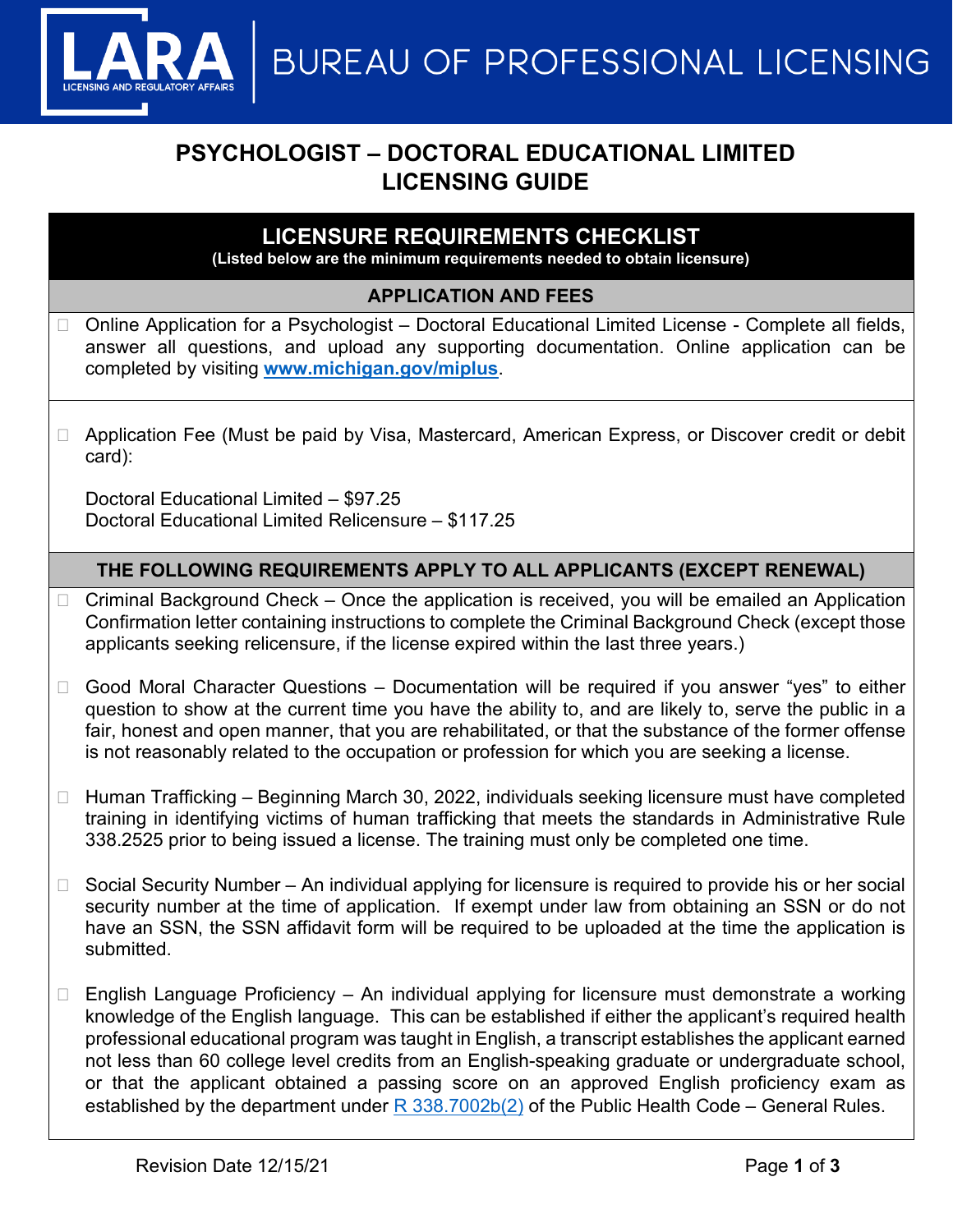LARA — LICENSING AND REGULATORY AFFAIRS | BUREAU OF PROFESSIONAL LICENSING

# PSYCHOLOGIST – DOCTORAL EDUCATIONAL LIMITED LICENSING GUIDE

## LICENSURE REQUIREMENTS CHECKLIST

**(Listed below are the minimum requirements needed to obtain licensure)**

### APPLICATION AND FEES

- ☐ Online Application for a Psychologist – Doctoral Educational Limited License - Complete all fields, answer all questions, and upload any supporting documentation. Online application can be completed by visiting **www.michigan.gov/miplus**.

- ☐ Application Fee (Must be paid by Visa, Mastercard, American Express, or Discover credit or debit card):

  Doctoral Educational Limited – $97.25
  Doctoral Educational Limited Relicensure – $117.25

### THE FOLLOWING REQUIREMENTS APPLY TO ALL APPLICANTS (EXCEPT RENEWAL)

- ☐ Criminal Background Check – Once the application is received, you will be emailed an Application Confirmation letter containing instructions to complete the Criminal Background Check (except those applicants seeking relicensure, if the license expired within the last three years.)

- ☐ Good Moral Character Questions – Documentation will be required if you answer "yes" to either question to show at the current time you have the ability to, and are likely to, serve the public in a fair, honest and open manner, that you are rehabilitated, or that the substance of the former offense is not reasonably related to the occupation or profession for which you are seeking a license.

- ☐ Human Trafficking – Beginning March 30, 2022, individuals seeking licensure must have completed training in identifying victims of human trafficking that meets the standards in Administrative Rule 338.2525 prior to being issued a license. The training must only be completed one time.

- ☐ Social Security Number – An individual applying for licensure is required to provide his or her social security number at the time of application. If exempt under law from obtaining an SSN or do not have an SSN, the SSN affidavit form will be required to be uploaded at the time the application is submitted.

- ☐ English Language Proficiency – An individual applying for licensure must demonstrate a working knowledge of the English language. This can be established if either the applicant's required health professional educational program was taught in English, a transcript establishes the applicant earned not less than 60 college level credits from an English-speaking graduate or undergraduate school, or that the applicant obtained a passing score on an approved English proficiency exam as established by the department under R 338.7002b(2) of the Public Health Code – General Rules.

Revision Date 12/15/21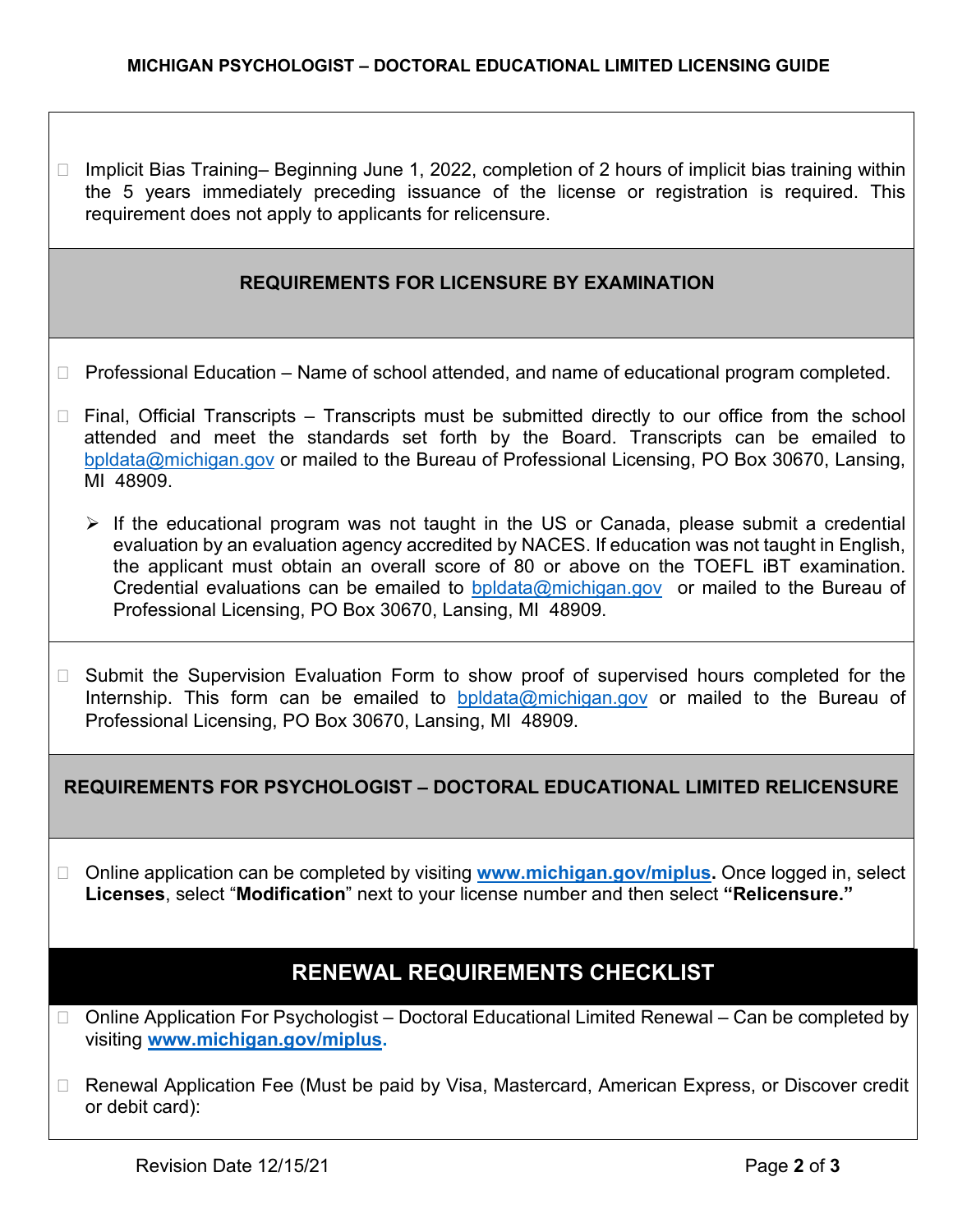- Implicit Bias Training– Beginning June 1, 2022, completion of 2 hours of implicit bias training within the 5 years immediately preceding issuance of the license or registration is required. This requirement does not apply to applicants for relicensure.

## REQUIREMENTS FOR LICENSURE BY EXAMINATION

- Professional Education – Name of school attended, and name of educational program completed.

- Final, Official Transcripts – Transcripts must be submitted directly to our office from the school attended and meet the standards set forth by the Board. Transcripts can be emailed to bpldata@michigan.gov or mailed to the Bureau of Professional Licensing, PO Box 30670, Lansing, MI 48909.

  - If the educational program was not taught in the US or Canada, please submit a credential evaluation by an evaluation agency accredited by NACES. If education was not taught in English, the applicant must obtain an overall score of 80 or above on the TOEFL iBT examination. Credential evaluations can be emailed to bpldata@michigan.gov or mailed to the Bureau of Professional Licensing, PO Box 30670, Lansing, MI 48909.

- Submit the Supervision Evaluation Form to show proof of supervised hours completed for the Internship. This form can be emailed to bpldata@michigan.gov or mailed to the Bureau of Professional Licensing, PO Box 30670, Lansing, MI 48909.

## REQUIREMENTS FOR PSYCHOLOGIST – DOCTORAL EDUCATIONAL LIMITED RELICENSURE

- Online application can be completed by visiting **www.michigan.gov/miplus.** Once logged in, select **Licenses**, select "**Modification**" next to your license number and then select **"Relicensure."**

## RENEWAL REQUIREMENTS CHECKLIST

- Online Application For Psychologist – Doctoral Educational Limited Renewal – Can be completed by visiting **www.michigan.gov/miplus.**

- Renewal Application Fee (Must be paid by Visa, Mastercard, American Express, or Discover credit or debit card):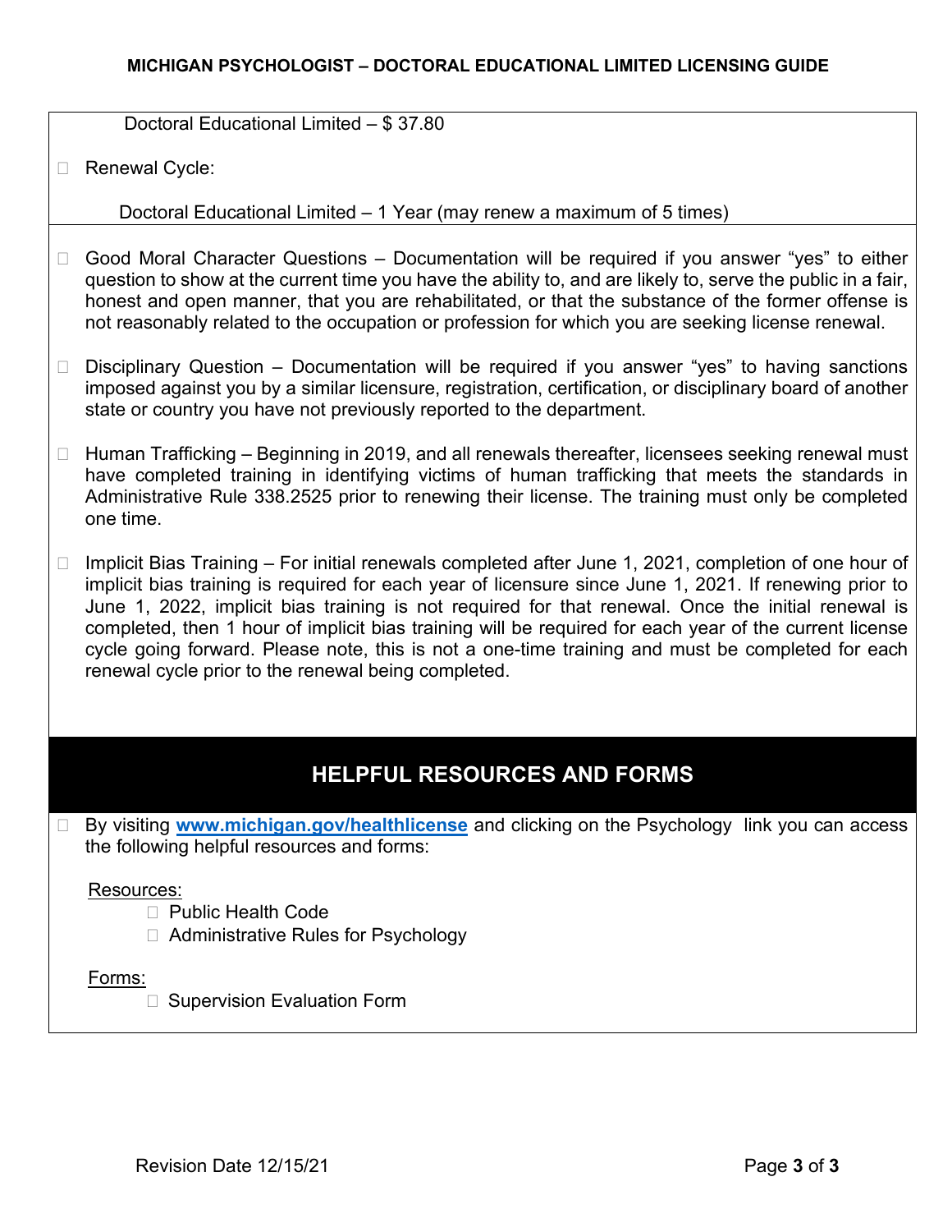Doctoral Educational Limited – $ 37.80

- Renewal Cycle:

  Doctoral Educational Limited – 1 Year (may renew a maximum of 5 times)

- Good Moral Character Questions – Documentation will be required if you answer "yes" to either question to show at the current time you have the ability to, and are likely to, serve the public in a fair, honest and open manner, that you are rehabilitated, or that the substance of the former offense is not reasonably related to the occupation or profession for which you are seeking license renewal.

- Disciplinary Question – Documentation will be required if you answer "yes" to having sanctions imposed against you by a similar licensure, registration, certification, or disciplinary board of another state or country you have not previously reported to the department.

- Human Trafficking – Beginning in 2019, and all renewals thereafter, licensees seeking renewal must have completed training in identifying victims of human trafficking that meets the standards in Administrative Rule 338.2525 prior to renewing their license. The training must only be completed one time.

- Implicit Bias Training – For initial renewals completed after June 1, 2021, completion of one hour of implicit bias training is required for each year of licensure since June 1, 2021. If renewing prior to June 1, 2022, implicit bias training is not required for that renewal. Once the initial renewal is completed, then 1 hour of implicit bias training will be required for each year of the current license cycle going forward. Please note, this is not a one-time training and must be completed for each renewal cycle prior to the renewal being completed.

## HELPFUL RESOURCES AND FORMS

- By visiting **www.michigan.gov/healthlicense** and clicking on the Psychology link you can access the following helpful resources and forms:

  Resources:
  - Public Health Code
  - Administrative Rules for Psychology

  Forms:
  - Supervision Evaluation Form

Revision Date 12/15/21